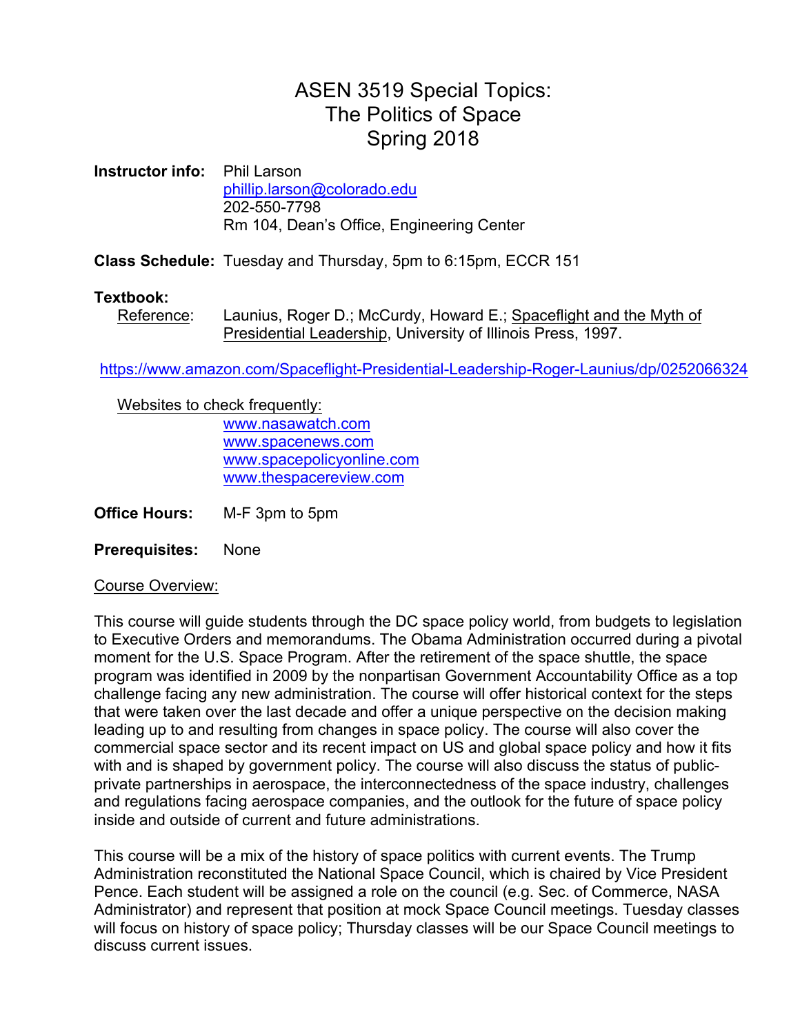# ASEN 3519 Special Topics: The Politics of Space Spring 2018

**Instructor info:** Phil Larson
phillip.larson@colorado.edu
202-550-7798
Rm 104, Dean's Office, Engineering Center

**Class Schedule:** Tuesday and Thursday, 5pm to 6:15pm, ECCR 151

**Textbook:**

Reference: Launius, Roger D.; McCurdy, Howard E.; Spaceflight and the Myth of Presidential Leadership, University of Illinois Press, 1997.

https://www.amazon.com/Spaceflight-Presidential-Leadership-Roger-Launius/dp/0252066324

Websites to check frequently:

- www.nasawatch.com
- www.spacenews.com
- www.spacepolicyonline.com
- www.thespacereview.com

**Office Hours:** M-F 3pm to 5pm

**Prerequisites:** None

Course Overview:

This course will guide students through the DC space policy world, from budgets to legislation to Executive Orders and memorandums. The Obama Administration occurred during a pivotal moment for the U.S. Space Program. After the retirement of the space shuttle, the space program was identified in 2009 by the nonpartisan Government Accountability Office as a top challenge facing any new administration. The course will offer historical context for the steps that were taken over the last decade and offer a unique perspective on the decision making leading up to and resulting from changes in space policy. The course will also cover the commercial space sector and its recent impact on US and global space policy and how it fits with and is shaped by government policy. The course will also discuss the status of public-private partnerships in aerospace, the interconnectedness of the space industry, challenges and regulations facing aerospace companies, and the outlook for the future of space policy inside and outside of current and future administrations.

This course will be a mix of the history of space politics with current events. The Trump Administration reconstituted the National Space Council, which is chaired by Vice President Pence. Each student will be assigned a role on the council (e.g. Sec. of Commerce, NASA Administrator) and represent that position at mock Space Council meetings. Tuesday classes will focus on history of space policy; Thursday classes will be our Space Council meetings to discuss current issues.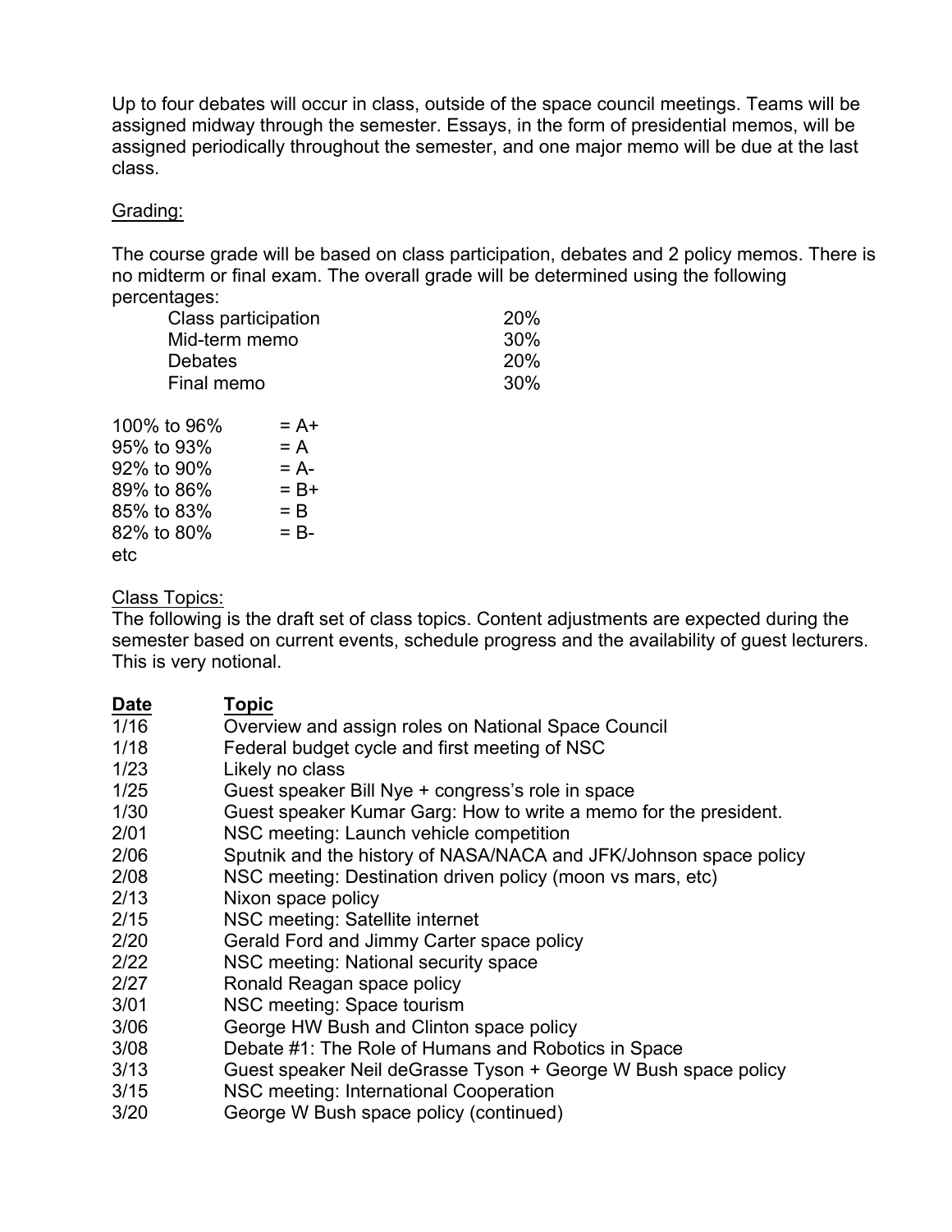Up to four debates will occur in class, outside of the space council meetings. Teams will be assigned midway through the semester. Essays, in the form of presidential memos, will be assigned periodically throughout the semester, and one major memo will be due at the last class.

Grading:

The course grade will be based on class participation, debates and 2 policy memos. There is no midterm or final exam. The overall grade will be determined using the following percentages:

| Component | Percentage |
|---|---|
| Class participation | 20% |
| Mid-term memo | 30% |
| Debates | 20% |
| Final memo | 30% |

| Range | Grade |
|---|---|
| 100% to 96% | = A+ |
| 95% to 93% | = A |
| 92% to 90% | = A- |
| 89% to 86% | = B+ |
| 85% to 83% | = B |
| 82% to 80% | = B- |

etc

Class Topics:

The following is the draft set of class topics. Content adjustments are expected during the semester based on current events, schedule progress and the availability of guest lecturers. This is very notional.

| **Date** | **Topic** |
|---|---|
| 1/16 | Overview and assign roles on National Space Council |
| 1/18 | Federal budget cycle and first meeting of NSC |
| 1/23 | Likely no class |
| 1/25 | Guest speaker Bill Nye + congress's role in space |
| 1/30 | Guest speaker Kumar Garg: How to write a memo for the president. |
| 2/01 | NSC meeting: Launch vehicle competition |
| 2/06 | Sputnik and the history of NASA/NACA and JFK/Johnson space policy |
| 2/08 | NSC meeting: Destination driven policy (moon vs mars, etc) |
| 2/13 | Nixon space policy |
| 2/15 | NSC meeting: Satellite internet |
| 2/20 | Gerald Ford and Jimmy Carter space policy |
| 2/22 | NSC meeting: National security space |
| 2/27 | Ronald Reagan space policy |
| 3/01 | NSC meeting: Space tourism |
| 3/06 | George HW Bush and Clinton space policy |
| 3/08 | Debate #1: The Role of Humans and Robotics in Space |
| 3/13 | Guest speaker Neil deGrasse Tyson + George W Bush space policy |
| 3/15 | NSC meeting: International Cooperation |
| 3/20 | George W Bush space policy (continued) |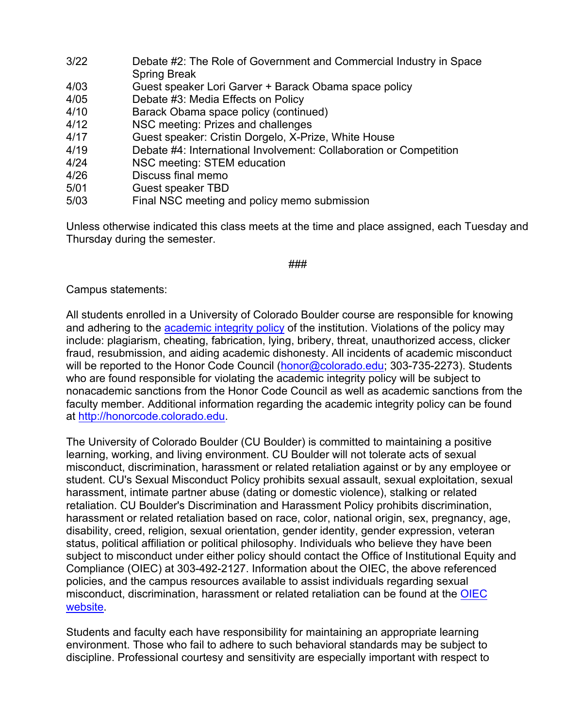| | |
|---|---|
| 3/22 | Debate #2: The Role of Government and Commercial Industry in Space |
| | Spring Break |
| 4/03 | Guest speaker Lori Garver + Barack Obama space policy |
| 4/05 | Debate #3: Media Effects on Policy |
| 4/10 | Barack Obama space policy (continued) |
| 4/12 | NSC meeting: Prizes and challenges |
| 4/17 | Guest speaker: Cristin Dorgelo, X-Prize, White House |
| 4/19 | Debate #4: International Involvement: Collaboration or Competition |
| 4/24 | NSC meeting: STEM education |
| 4/26 | Discuss final memo |
| 5/01 | Guest speaker TBD |
| 5/03 | Final NSC meeting and policy memo submission |

Unless otherwise indicated this class meets at the time and place assigned, each Tuesday and Thursday during the semester.

###

Campus statements:

All students enrolled in a University of Colorado Boulder course are responsible for knowing and adhering to the academic integrity policy of the institution. Violations of the policy may include: plagiarism, cheating, fabrication, lying, bribery, threat, unauthorized access, clicker fraud, resubmission, and aiding academic dishonesty. All incidents of academic misconduct will be reported to the Honor Code Council (honor@colorado.edu; 303-735-2273). Students who are found responsible for violating the academic integrity policy will be subject to nonacademic sanctions from the Honor Code Council as well as academic sanctions from the faculty member. Additional information regarding the academic integrity policy can be found at http://honorcode.colorado.edu.

The University of Colorado Boulder (CU Boulder) is committed to maintaining a positive learning, working, and living environment. CU Boulder will not tolerate acts of sexual misconduct, discrimination, harassment or related retaliation against or by any employee or student. CU's Sexual Misconduct Policy prohibits sexual assault, sexual exploitation, sexual harassment, intimate partner abuse (dating or domestic violence), stalking or related retaliation. CU Boulder's Discrimination and Harassment Policy prohibits discrimination, harassment or related retaliation based on race, color, national origin, sex, pregnancy, age, disability, creed, religion, sexual orientation, gender identity, gender expression, veteran status, political affiliation or political philosophy. Individuals who believe they have been subject to misconduct under either policy should contact the Office of Institutional Equity and Compliance (OIEC) at 303-492-2127. Information about the OIEC, the above referenced policies, and the campus resources available to assist individuals regarding sexual misconduct, discrimination, harassment or related retaliation can be found at the OIEC website.

Students and faculty each have responsibility for maintaining an appropriate learning environment. Those who fail to adhere to such behavioral standards may be subject to discipline. Professional courtesy and sensitivity are especially important with respect to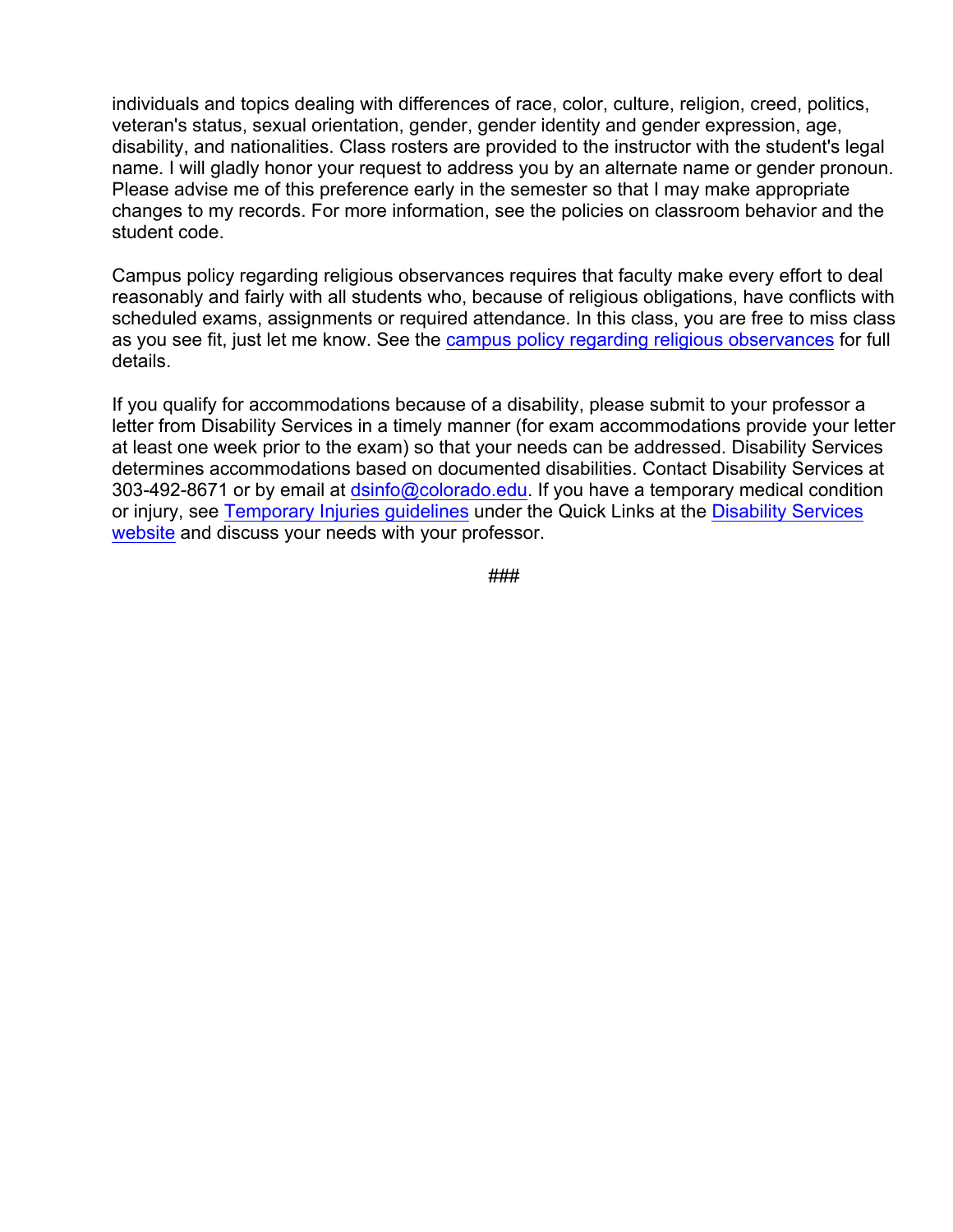individuals and topics dealing with differences of race, color, culture, religion, creed, politics, veteran's status, sexual orientation, gender, gender identity and gender expression, age, disability, and nationalities. Class rosters are provided to the instructor with the student's legal name. I will gladly honor your request to address you by an alternate name or gender pronoun. Please advise me of this preference early in the semester so that I may make appropriate changes to my records. For more information, see the policies on classroom behavior and the student code.

Campus policy regarding religious observances requires that faculty make every effort to deal reasonably and fairly with all students who, because of religious obligations, have conflicts with scheduled exams, assignments or required attendance. In this class, you are free to miss class as you see fit, just let me know. See the campus policy regarding religious observances for full details.

If you qualify for accommodations because of a disability, please submit to your professor a letter from Disability Services in a timely manner (for exam accommodations provide your letter at least one week prior to the exam) so that your needs can be addressed. Disability Services determines accommodations based on documented disabilities. Contact Disability Services at 303-492-8671 or by email at dsinfo@colorado.edu. If you have a temporary medical condition or injury, see Temporary Injuries guidelines under the Quick Links at the Disability Services website and discuss your needs with your professor.

###